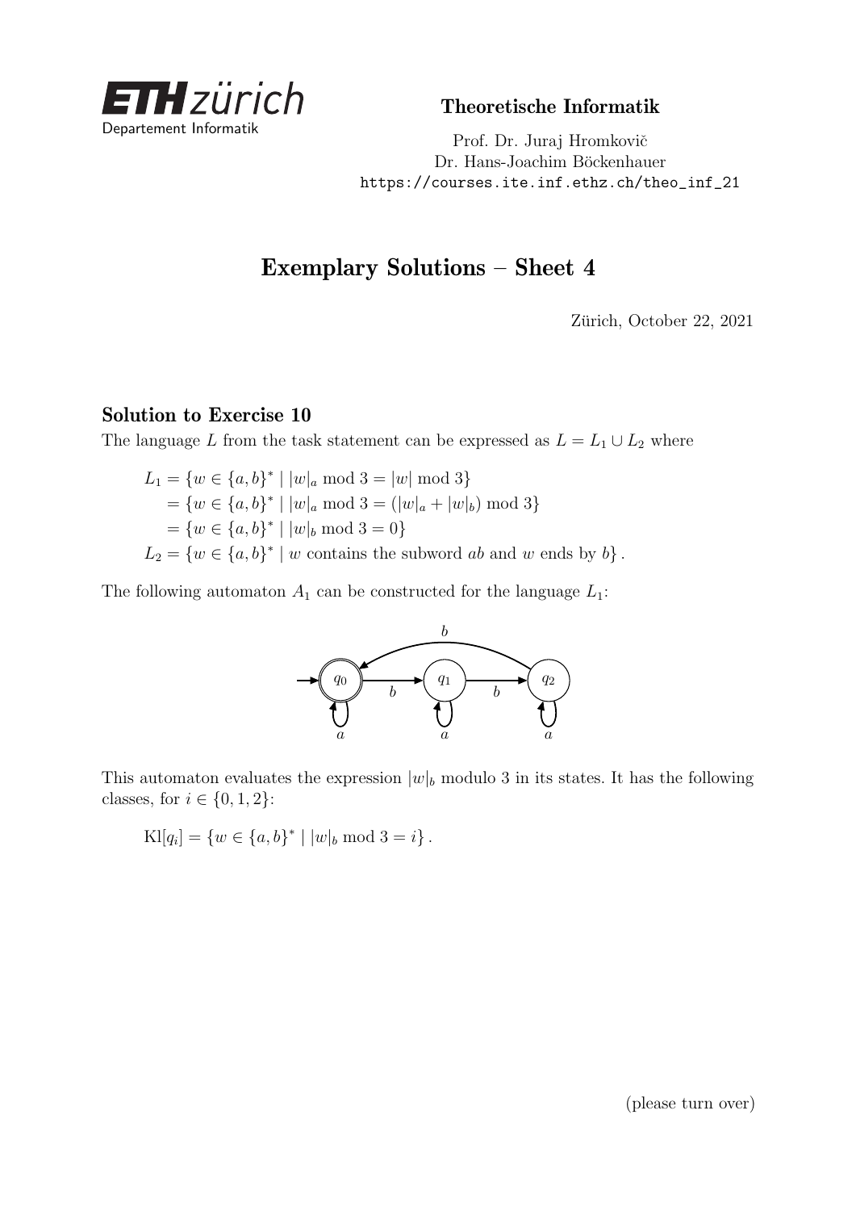Theoretische Informatik

Prof. Dr. Juraj Hromkovič
Dr. Hans-Joachim Böckenhauer
https://courses.ite.inf.ethz.ch/theo_inf_21

# Exemplary Solutions – Sheet 4

Zürich, October 22, 2021

## Solution to Exercise 10

The language $L$ from the task statement can be expressed as $L = L_1 \cup L_2$ where

$$
\begin{aligned}
L_1 &= \{w \in \{a,b\}^* \mid |w|_a \bmod 3 = |w| \bmod 3\} \\
&= \{w \in \{a,b\}^* \mid |w|_a \bmod 3 = (|w|_a + |w|_b) \bmod 3\} \\
&= \{w \in \{a,b\}^* \mid |w|_b \bmod 3 = 0\} \\
L_2 &= \{w \in \{a,b\}^* \mid w \text{ contains the subword } ab \text{ and } w \text{ ends by } b\}.
\end{aligned}
$$

The following automaton $A_1$ can be constructed for the language $L_1$:

This automaton evaluates the expression $|w|_b$ modulo 3 in its states. It has the following classes, for $i \in \{0, 1, 2\}$:

$$\text{Kl}[q_i] = \{w \in \{a,b\}^* \mid |w|_b \bmod 3 = i\}.$$

(please turn over)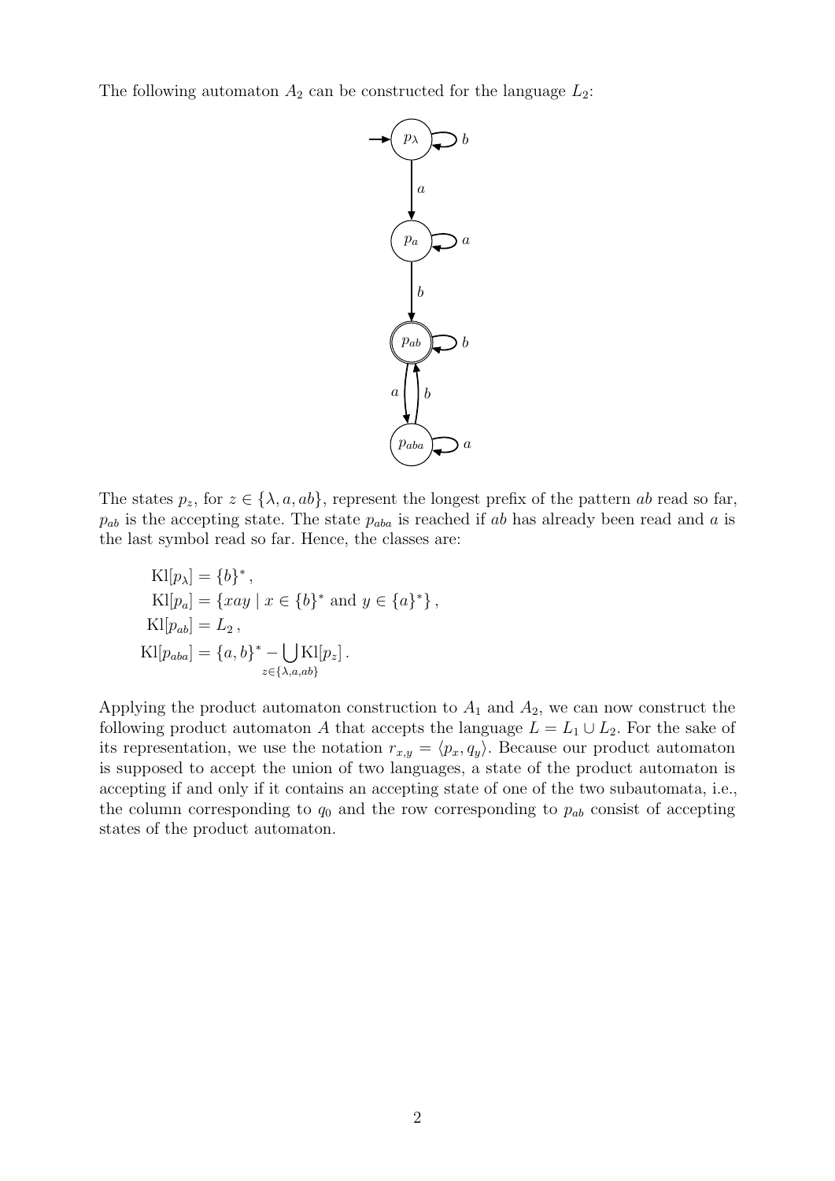The following automaton $A_2$ can be constructed for the language $L_2$:

The states $p_z$, for $z \in \{\lambda, a, ab\}$, represent the longest prefix of the pattern $ab$ read so far, $p_{ab}$ is the accepting state. The state $p_{aba}$ is reached if $ab$ has already been read and $a$ is the last symbol read so far. Hence, the classes are:

$$
\begin{aligned}
\mathrm{Kl}[p_\lambda] &= \{b\}^*\,, \\
\mathrm{Kl}[p_a] &= \{xay \mid x \in \{b\}^* \text{ and } y \in \{a\}^*\}\,, \\
\mathrm{Kl}[p_{ab}] &= L_2\,, \\
\mathrm{Kl}[p_{aba}] &= \{a,b\}^* - \bigcup_{z \in \{\lambda, a, ab\}} \mathrm{Kl}[p_z]\,.
\end{aligned}
$$

Applying the product automaton construction to $A_1$ and $A_2$, we can now construct the following product automaton $A$ that accepts the language $L = L_1 \cup L_2$. For the sake of its representation, we use the notation $r_{x,y} = \langle p_x, q_y \rangle$. Because our product automaton is supposed to accept the union of two languages, a state of the product automaton is accepting if and only if it contains an accepting state of one of the two subautomata, i.e., the column corresponding to $q_0$ and the row corresponding to $p_{ab}$ consist of accepting states of the product automaton.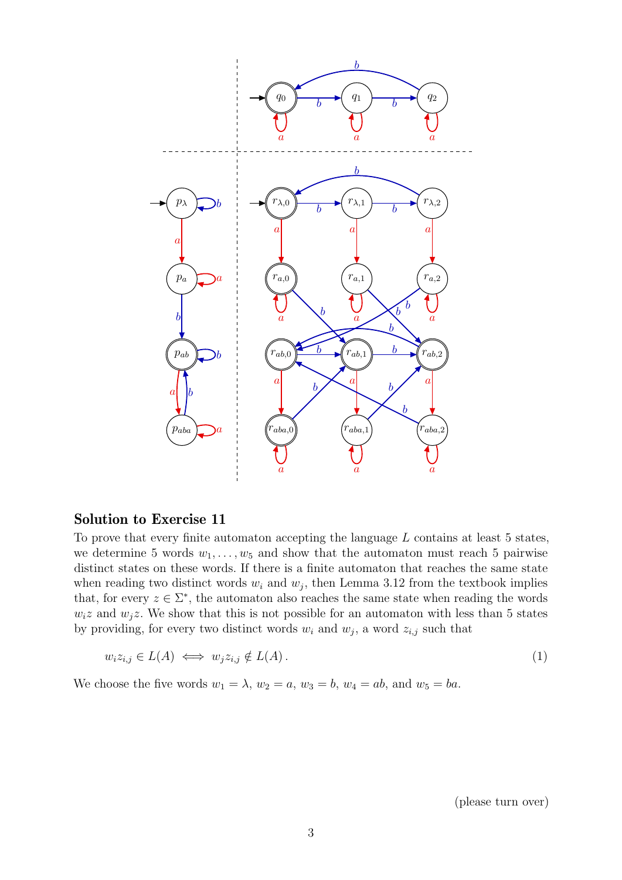## Solution to Exercise 11

To prove that every finite automaton accepting the language $L$ contains at least 5 states, we determine 5 words $w_1, \ldots, w_5$ and show that the automaton must reach 5 pairwise distinct states on these words. If there is a finite automaton that reaches the same state when reading two distinct words $w_i$ and $w_j$, then Lemma 3.12 from the textbook implies that, for every $z \in \Sigma^*$, the automaton also reaches the same state when reading the words $w_i z$ and $w_j z$. We show that this is not possible for an automaton with less than 5 states by providing, for every two distinct words $w_i$ and $w_j$, a word $z_{i,j}$ such that

$$w_i z_{i,j} \in L(A) \iff w_j z_{i,j} \notin L(A)\,. \tag{1}$$

We choose the five words $w_1 = \lambda$, $w_2 = a$, $w_3 = b$, $w_4 = ab$, and $w_5 = ba$.

(please turn over)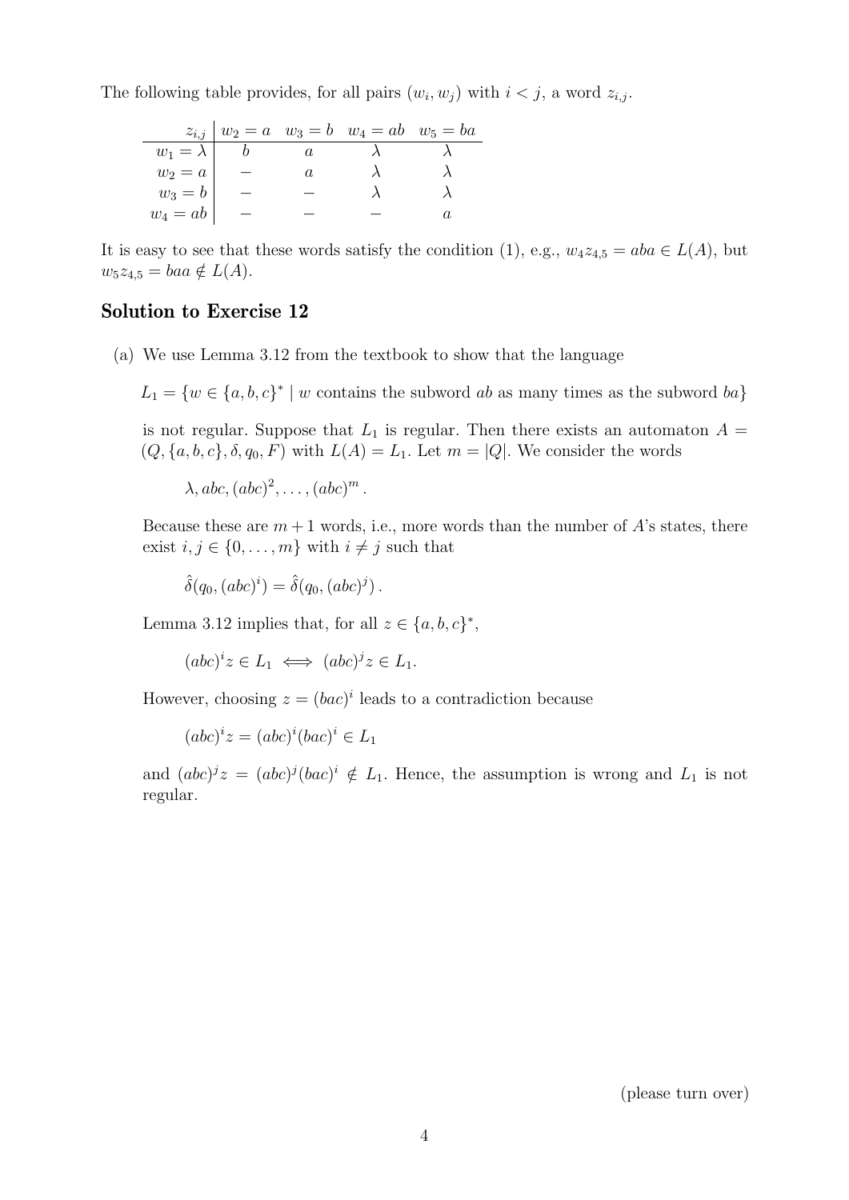The following table provides, for all pairs $(w_i, w_j)$ with $i < j$, a word $z_{i,j}$.

| $z_{i,j}$ | $w_2 = a$ | $w_3 = b$ | $w_4 = ab$ | $w_5 = ba$ |
|---|---|---|---|---|
| $w_1 = \lambda$ | $b$ | $a$ | $\lambda$ | $\lambda$ |
| $w_2 = a$ | $-$ | $a$ | $\lambda$ | $\lambda$ |
| $w_3 = b$ | $-$ | $-$ | $\lambda$ | $\lambda$ |
| $w_4 = ab$ | $-$ | $-$ | $-$ | $a$ |

It is easy to see that these words satisfy the condition (1), e.g., $w_4 z_{4,5} = aba \in L(A)$, but $w_5 z_{4,5} = baa \notin L(A)$.

## Solution to Exercise 12

(a) We use Lemma 3.12 from the textbook to show that the language

$$L_1 = \{w \in \{a, b, c\}^* \mid w \text{ contains the subword } ab \text{ as many times as the subword } ba\}$$

is not regular. Suppose that $L_1$ is regular. Then there exists an automaton $A = (Q, \{a, b, c\}, \delta, q_0, F)$ with $L(A) = L_1$. Let $m = |Q|$. We consider the words

$$\lambda, abc, (abc)^2, \ldots, (abc)^m .$$

Because these are $m+1$ words, i.e., more words than the number of $A$'s states, there exist $i, j \in \{0, \ldots, m\}$ with $i \neq j$ such that

$$\hat{\delta}(q_0, (abc)^i) = \hat{\delta}(q_0, (abc)^j) .$$

Lemma 3.12 implies that, for all $z \in \{a, b, c\}^*$,

$$(abc)^i z \in L_1 \iff (abc)^j z \in L_1.$$

However, choosing $z = (bac)^i$ leads to a contradiction because

$$(abc)^i z = (abc)^i (bac)^i \in L_1$$

and $(abc)^j z = (abc)^j (bac)^i \notin L_1$. Hence, the assumption is wrong and $L_1$ is not regular.

(please turn over)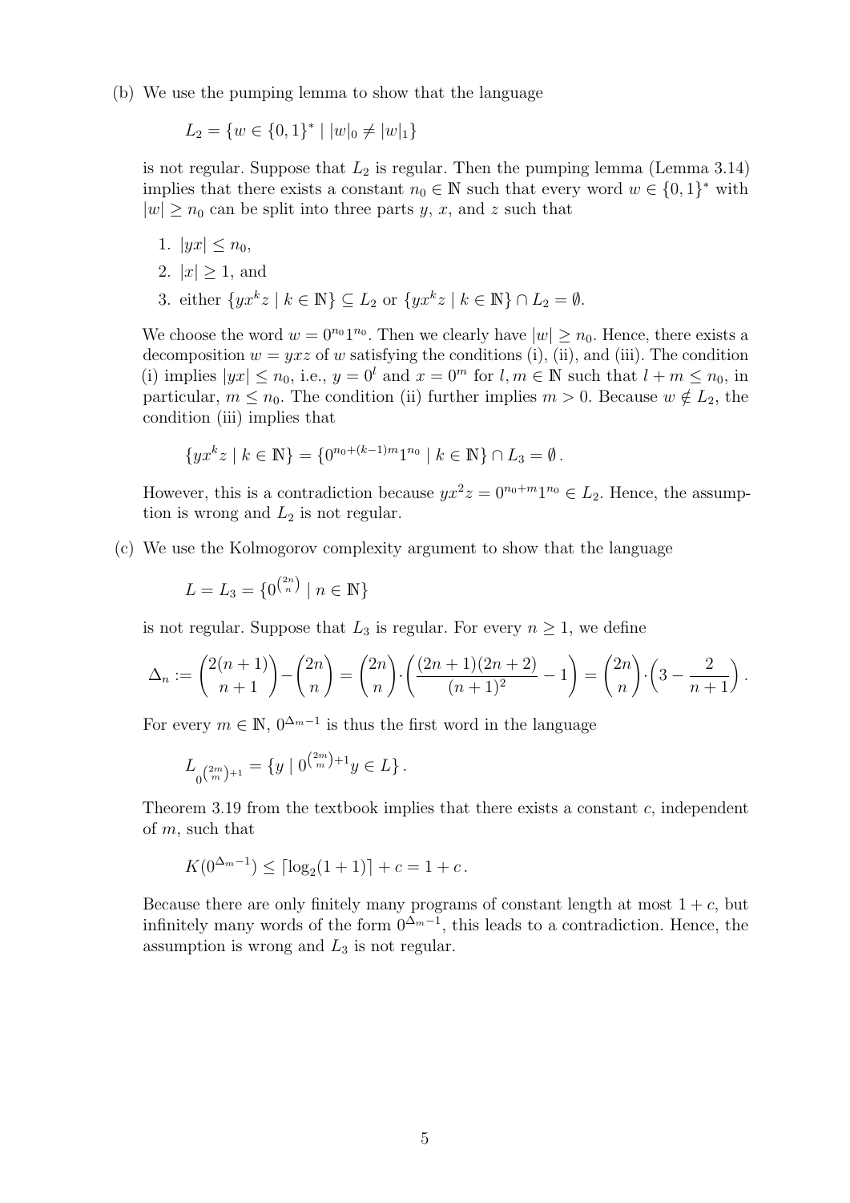(b) We use the pumping lemma to show that the language

$$L_2 = \{w \in \{0,1\}^* \mid |w|_0 \neq |w|_1\}$$

is not regular. Suppose that $L_2$ is regular. Then the pumping lemma (Lemma 3.14) implies that there exists a constant $n_0 \in \mathbb{N}$ such that every word $w \in \{0,1\}^*$ with $|w| \geq n_0$ can be split into three parts $y$, $x$, and $z$ such that

1. $|yx| \leq n_0$,
2. $|x| \geq 1$, and
3. either $\{yx^kz \mid k \in \mathbb{N}\} \subseteq L_2$ or $\{yx^kz \mid k \in \mathbb{N}\} \cap L_2 = \emptyset$.

We choose the word $w = 0^{n_0}1^{n_0}$. Then we clearly have $|w| \geq n_0$. Hence, there exists a decomposition $w = yxz$ of $w$ satisfying the conditions (i), (ii), and (iii). The condition (i) implies $|yx| \leq n_0$, i.e., $y = 0^l$ and $x = 0^m$ for $l, m \in \mathbb{N}$ such that $l + m \leq n_0$, in particular, $m \leq n_0$. The condition (ii) further implies $m > 0$. Because $w \notin L_2$, the condition (iii) implies that

$$\{yx^kz \mid k \in \mathbb{N}\} = \{0^{n_0+(k-1)m}1^{n_0} \mid k \in \mathbb{N}\} \cap L_3 = \emptyset\,.$$

However, this is a contradiction because $yx^2z = 0^{n_0+m}1^{n_0} \in L_2$. Hence, the assumption is wrong and $L_2$ is not regular.

(c) We use the Kolmogorov complexity argument to show that the language

$$L = L_3 = \{0^{\binom{2n}{n}} \mid n \in \mathbb{N}\}$$

is not regular. Suppose that $L_3$ is regular. For every $n \geq 1$, we define

$$\Delta_n := \binom{2(n+1)}{n+1} - \binom{2n}{n} = \binom{2n}{n} \cdot \left(\frac{(2n+1)(2n+2)}{(n+1)^2} - 1\right) = \binom{2n}{n} \cdot \left(3 - \frac{2}{n+1}\right).$$

For every $m \in \mathbb{N}$, $0^{\Delta_m - 1}$ is thus the first word in the language

$$L_{0^{\binom{2m}{m}+1}} = \{y \mid 0^{\binom{2m}{m}+1}y \in L\}\,.$$

Theorem 3.19 from the textbook implies that there exists a constant $c$, independent of $m$, such that

$$K(0^{\Delta_m - 1}) \leq \lceil \log_2(1+1) \rceil + c = 1 + c\,.$$

Because there are only finitely many programs of constant length at most $1 + c$, but infinitely many words of the form $0^{\Delta_m - 1}$, this leads to a contradiction. Hence, the assumption is wrong and $L_3$ is not regular.